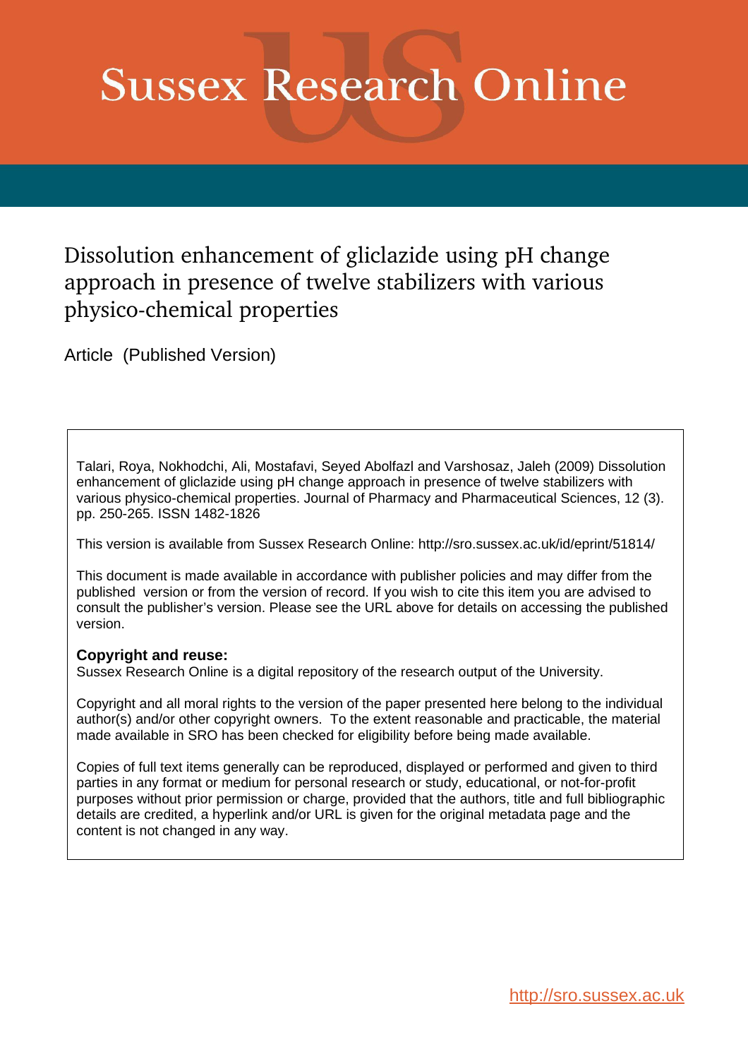# Sussex Research Online

## Dissolution enhancement of gliclazide using pH change approach in presence of twelve stabilizers with various physico-chemical properties

Article (Published Version)

Talari, Roya, Nokhodchi, Ali, Mostafavi, Seyed Abolfazl and Varshosaz, Jaleh (2009) Dissolution enhancement of gliclazide using pH change approach in presence of twelve stabilizers with various physico-chemical properties. Journal of Pharmacy and Pharmaceutical Sciences, 12 (3). pp. 250-265. ISSN 1482-1826

This version is available from Sussex Research Online: http://sro.sussex.ac.uk/id/eprint/51814/

This document is made available in accordance with publisher policies and may differ from the published version or from the version of record. If you wish to cite this item you are advised to consult the publisher's version. Please see the URL above for details on accessing the published version.

**Copyright and reuse:**
Sussex Research Online is a digital repository of the research output of the University.

Copyright and all moral rights to the version of the paper presented here belong to the individual author(s) and/or other copyright owners. To the extent reasonable and practicable, the material made available in SRO has been checked for eligibility before being made available.

Copies of full text items generally can be reproduced, displayed or performed and given to third parties in any format or medium for personal research or study, educational, or not-for-profit purposes without prior permission or charge, provided that the authors, title and full bibliographic details are credited, a hyperlink and/or URL is given for the original metadata page and the content is not changed in any way.

http://sro.sussex.ac.uk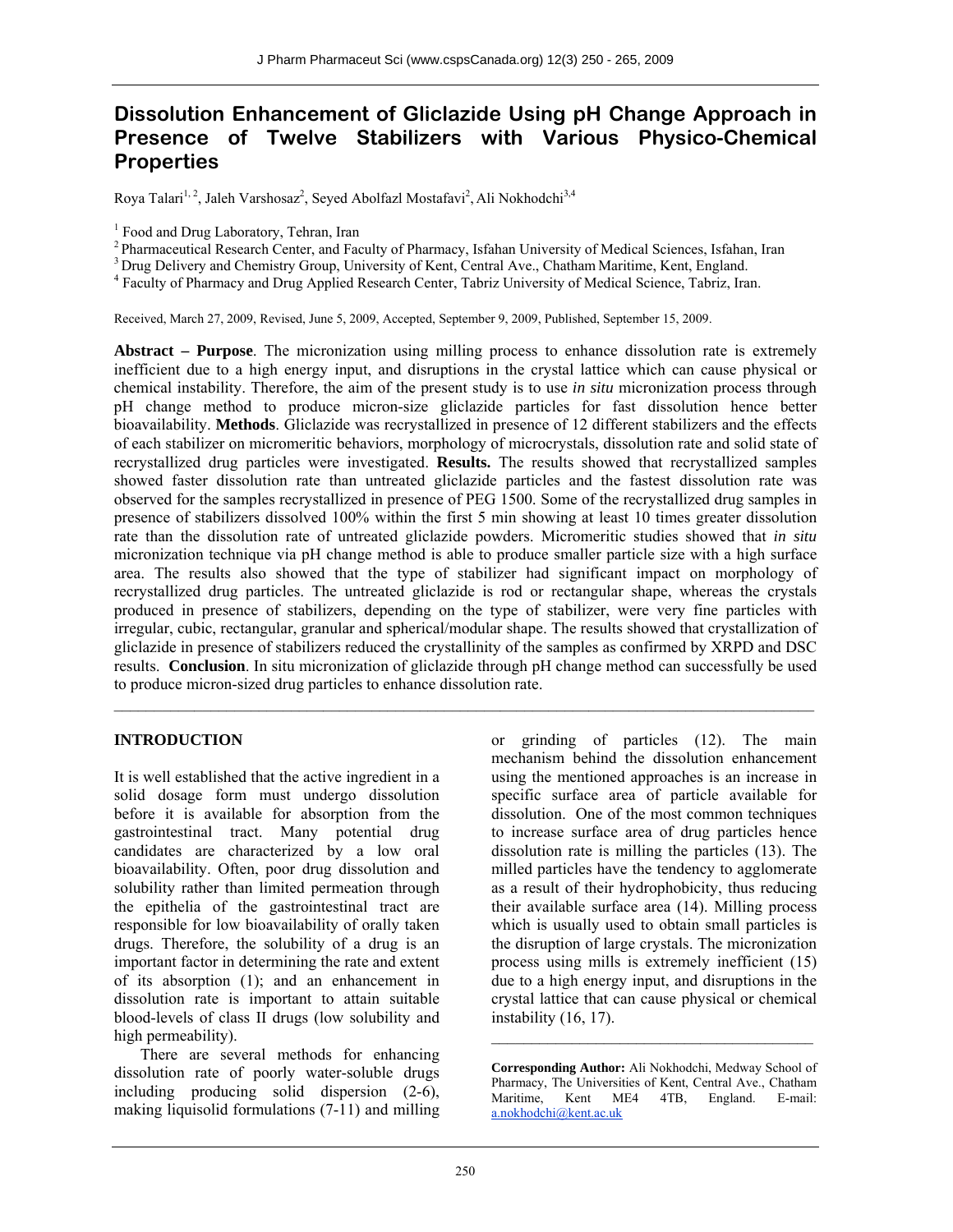# Dissolution Enhancement of Gliclazide Using pH Change Approach in Presence of Twelve Stabilizers with Various Physico-Chemical Properties

Roya Talari[1,2], Jaleh Varshosaz[2], Seyed Abolfazl Mostafavi[2], Ali Nokhodchi[3,4]

[1] Food and Drug Laboratory, Tehran, Iran
[2] Pharmaceutical Research Center, and Faculty of Pharmacy, Isfahan University of Medical Sciences, Isfahan, Iran
[3] Drug Delivery and Chemistry Group, University of Kent, Central Ave., Chatham Maritime, Kent, England.
[4] Faculty of Pharmacy and Drug Applied Research Center, Tabriz University of Medical Science, Tabriz, Iran.

Received, March 27, 2009, Revised, June 5, 2009, Accepted, September 9, 2009, Published, September 15, 2009.

**Abstract – Purpose**. The micronization using milling process to enhance dissolution rate is extremely inefficient due to a high energy input, and disruptions in the crystal lattice which can cause physical or chemical instability. Therefore, the aim of the present study is to use *in situ* micronization process through pH change method to produce micron-size gliclazide particles for fast dissolution hence better bioavailability. **Methods**. Gliclazide was recrystallized in presence of 12 different stabilizers and the effects of each stabilizer on micromeritic behaviors, morphology of microcrystals, dissolution rate and solid state of recrystallized drug particles were investigated. **Results.** The results showed that recrystallized samples showed faster dissolution rate than untreated gliclazide particles and the fastest dissolution rate was observed for the samples recrystallized in presence of PEG 1500. Some of the recrystallized drug samples in presence of stabilizers dissolved 100% within the first 5 min showing at least 10 times greater dissolution rate than the dissolution rate of untreated gliclazide powders. Micromeritic studies showed that *in situ* micronization technique via pH change method is able to produce smaller particle size with a high surface area. The results also showed that the type of stabilizer had significant impact on morphology of recrystallized drug particles. The untreated gliclazide is rod or rectangular shape, whereas the crystals produced in presence of stabilizers, depending on the type of stabilizer, were very fine particles with irregular, cubic, rectangular, granular and spherical/modular shape. The results showed that crystallization of gliclazide in presence of stabilizers reduced the crystallinity of the samples as confirmed by XRPD and DSC results. **Conclusion**. In situ micronization of gliclazide through pH change method can successfully be used to produce micron-sized drug particles to enhance dissolution rate.

---

## INTRODUCTION

It is well established that the active ingredient in a solid dosage form must undergo dissolution before it is available for absorption from the gastrointestinal tract. Many potential drug candidates are characterized by a low oral bioavailability. Often, poor drug dissolution and solubility rather than limited permeation through the epithelia of the gastrointestinal tract are responsible for low bioavailability of orally taken drugs. Therefore, the solubility of a drug is an important factor in determining the rate and extent of its absorption (1); and an enhancement in dissolution rate is important to attain suitable blood-levels of class II drugs (low solubility and high permeability).

There are several methods for enhancing dissolution rate of poorly water-soluble drugs including producing solid dispersion (2-6), making liquisolid formulations (7-11) and milling or grinding of particles (12). The main mechanism behind the dissolution enhancement using the mentioned approaches is an increase in specific surface area of particle available for dissolution. One of the most common techniques to increase surface area of drug particles hence dissolution rate is milling the particles (13). The milled particles have the tendency to agglomerate as a result of their hydrophobicity, thus reducing their available surface area (14). Milling process which is usually used to obtain small particles is the disruption of large crystals. The micronization process using mills is extremely inefficient (15) due to a high energy input, and disruptions in the crystal lattice that can cause physical or chemical instability (16, 17).

---

**Corresponding Author:** Ali Nokhodchi, Medway School of Pharmacy, The Universities of Kent, Central Ave., Chatham Maritime, Kent ME4 4TB, England. E-mail: a.nokhodchi@kent.ac.uk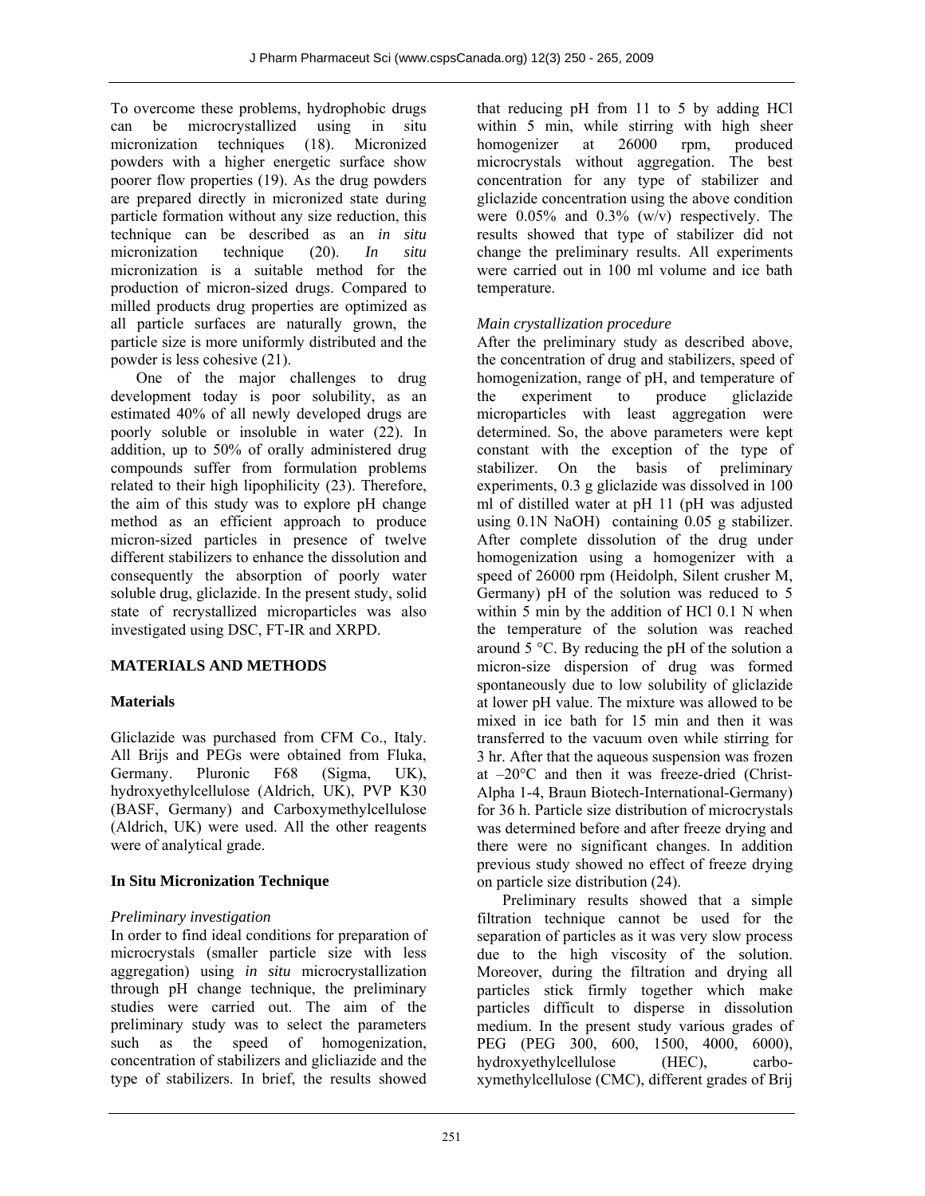To overcome these problems, hydrophobic drugs can be microcrystallized using in situ micronization techniques (18). Micronized powders with a higher energetic surface show poorer flow properties (19). As the drug powders are prepared directly in micronized state during particle formation without any size reduction, this technique can be described as an *in situ* micronization technique (20). *In situ* micronization is a suitable method for the production of micron-sized drugs. Compared to milled products drug properties are optimized as all particle surfaces are naturally grown, the particle size is more uniformly distributed and the powder is less cohesive (21).

One of the major challenges to drug development today is poor solubility, as an estimated 40% of all newly developed drugs are poorly soluble or insoluble in water (22). In addition, up to 50% of orally administered drug compounds suffer from formulation problems related to their high lipophilicity (23). Therefore, the aim of this study was to explore pH change method as an efficient approach to produce micron-sized particles in presence of twelve different stabilizers to enhance the dissolution and consequently the absorption of poorly water soluble drug, gliclazide. In the present study, solid state of recrystallized microparticles was also investigated using DSC, FT-IR and XRPD.

## MATERIALS AND METHODS

### Materials

Gliclazide was purchased from CFM Co., Italy. All Brijs and PEGs were obtained from Fluka, Germany. Pluronic F68 (Sigma, UK), hydroxyethylcellulose (Aldrich, UK), PVP K30 (BASF, Germany) and Carboxymethylcellulose (Aldrich, UK) were used. All the other reagents were of analytical grade.

### In Situ Micronization Technique

#### *Preliminary investigation*

In order to find ideal conditions for preparation of microcrystals (smaller particle size with less aggregation) using *in situ* microcrystallization through pH change technique, the preliminary studies were carried out. The aim of the preliminary study was to select the parameters such as the speed of homogenization, concentration of stabilizers and glicliazide and the type of stabilizers. In brief, the results showed that reducing pH from 11 to 5 by adding HCl within 5 min, while stirring with high sheer homogenizer at 26000 rpm, produced microcrystals without aggregation. The best concentration for any type of stabilizer and gliclazide concentration using the above condition were 0.05% and 0.3% (w/v) respectively. The results showed that type of stabilizer did not change the preliminary results. All experiments were carried out in 100 ml volume and ice bath temperature.

#### *Main crystallization procedure*

After the preliminary study as described above, the concentration of drug and stabilizers, speed of homogenization, range of pH, and temperature of the experiment to produce gliclazide microparticles with least aggregation were determined. So, the above parameters were kept constant with the exception of the type of stabilizer. On the basis of preliminary experiments, 0.3 g gliclazide was dissolved in 100 ml of distilled water at pH 11 (pH was adjusted using 0.1N NaOH) containing 0.05 g stabilizer. After complete dissolution of the drug under homogenization using a homogenizer with a speed of 26000 rpm (Heidolph, Silent crusher M, Germany) pH of the solution was reduced to 5 within 5 min by the addition of HCl 0.1 N when the temperature of the solution was reached around 5 °C. By reducing the pH of the solution a micron-size dispersion of drug was formed spontaneously due to low solubility of gliclazide at lower pH value. The mixture was allowed to be mixed in ice bath for 15 min and then it was transferred to the vacuum oven while stirring for 3 hr. After that the aqueous suspension was frozen at –20°C and then it was freeze-dried (Christ-Alpha 1-4, Braun Biotech-International-Germany) for 36 h. Particle size distribution of microcrystals was determined before and after freeze drying and there were no significant changes. In addition previous study showed no effect of freeze drying on particle size distribution (24).

Preliminary results showed that a simple filtration technique cannot be used for the separation of particles as it was very slow process due to the high viscosity of the solution. Moreover, during the filtration and drying all particles stick firmly together which make particles difficult to disperse in dissolution medium. In the present study various grades of PEG (PEG 300, 600, 1500, 4000, 6000), hydroxyethylcellulose (HEC), carbo-xymethylcellulose (CMC), different grades of Brij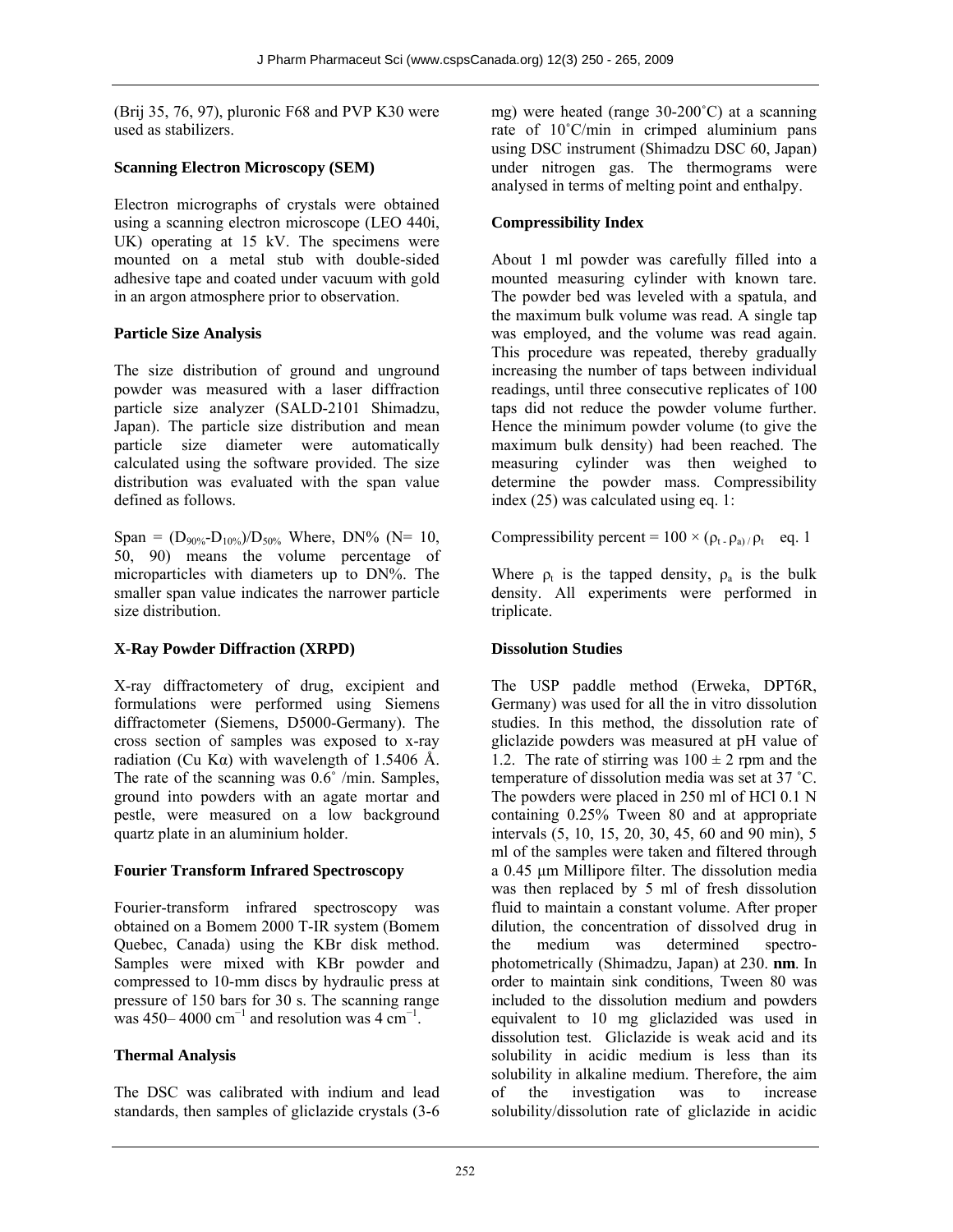(Brij 35, 76, 97), pluronic F68 and PVP K30 were used as stabilizers.

### Scanning Electron Microscopy (SEM)

Electron micrographs of crystals were obtained using a scanning electron microscope (LEO 440i, UK) operating at 15 kV. The specimens were mounted on a metal stub with double-sided adhesive tape and coated under vacuum with gold in an argon atmosphere prior to observation.

### Particle Size Analysis

The size distribution of ground and unground powder was measured with a laser diffraction particle size analyzer (SALD-2101 Shimadzu, Japan). The particle size distribution and mean particle size diameter were automatically calculated using the software provided. The size distribution was evaluated with the span value defined as follows.

Span = $(D_{90\%}-D_{10\%})/D_{50\%}$ Where, DN% (N= 10, 50, 90) means the volume percentage of microparticles with diameters up to DN%. The smaller span value indicates the narrower particle size distribution.

### X-Ray Powder Diffraction (XRPD)

X-ray diffractometery of drug, excipient and formulations were performed using Siemens diffractometer (Siemens, D5000-Germany). The cross section of samples was exposed to x-ray radiation (Cu Kα) with wavelength of 1.5406 Å. The rate of the scanning was 0.6˚ /min. Samples, ground into powders with an agate mortar and pestle, were measured on a low background quartz plate in an aluminium holder.

### Fourier Transform Infrared Spectroscopy

Fourier-transform infrared spectroscopy was obtained on a Bomem 2000 T-IR system (Bomem Quebec, Canada) using the KBr disk method. Samples were mixed with KBr powder and compressed to 10-mm discs by hydraulic press at pressure of 150 bars for 30 s. The scanning range was 450– 4000 $cm^{-1}$ and resolution was 4 $cm^{-1}$.

### Thermal Analysis

The DSC was calibrated with indium and lead standards, then samples of gliclazide crystals (3-6 mg) were heated (range 30-200˚C) at a scanning rate of 10˚C/min in crimped aluminium pans using DSC instrument (Shimadzu DSC 60, Japan) under nitrogen gas. The thermograms were analysed in terms of melting point and enthalpy.

### Compressibility Index

About 1 ml powder was carefully filled into a mounted measuring cylinder with known tare. The powder bed was leveled with a spatula, and the maximum bulk volume was read. A single tap was employed, and the volume was read again. This procedure was repeated, thereby gradually increasing the number of taps between individual readings, until three consecutive replicates of 100 taps did not reduce the powder volume further. Hence the minimum powder volume (to give the maximum bulk density) had been reached. The measuring cylinder was then weighed to determine the powder mass. Compressibility index (25) was calculated using eq. 1:

$$\text{Compressibility percent} = 100 \times (\rho_t - \rho_a)/\rho_t \quad \text{eq. 1}$$

Where $\rho_t$ is the tapped density, $\rho_a$ is the bulk density. All experiments were performed in triplicate.

### Dissolution Studies

The USP paddle method (Erweka, DPT6R, Germany) was used for all the in vitro dissolution studies. In this method, the dissolution rate of gliclazide powders was measured at pH value of 1.2. The rate of stirring was 100 ± 2 rpm and the temperature of dissolution media was set at 37 ˚C. The powders were placed in 250 ml of HCl 0.1 N containing 0.25% Tween 80 and at appropriate intervals (5, 10, 15, 20, 30, 45, 60 and 90 min), 5 ml of the samples were taken and filtered through a 0.45 µm Millipore filter. The dissolution media was then replaced by 5 ml of fresh dissolution fluid to maintain a constant volume. After proper dilution, the concentration of dissolved drug in the medium was determined spectrophotometrically (Shimadzu, Japan) at 230. **nm**. In order to maintain sink conditions, Tween 80 was included to the dissolution medium and powders equivalent to 10 mg gliclazided was used in dissolution test. Gliclazide is weak acid and its solubility in acidic medium is less than its solubility in alkaline medium. Therefore, the aim of the investigation was to increase solubility/dissolution rate of gliclazide in acidic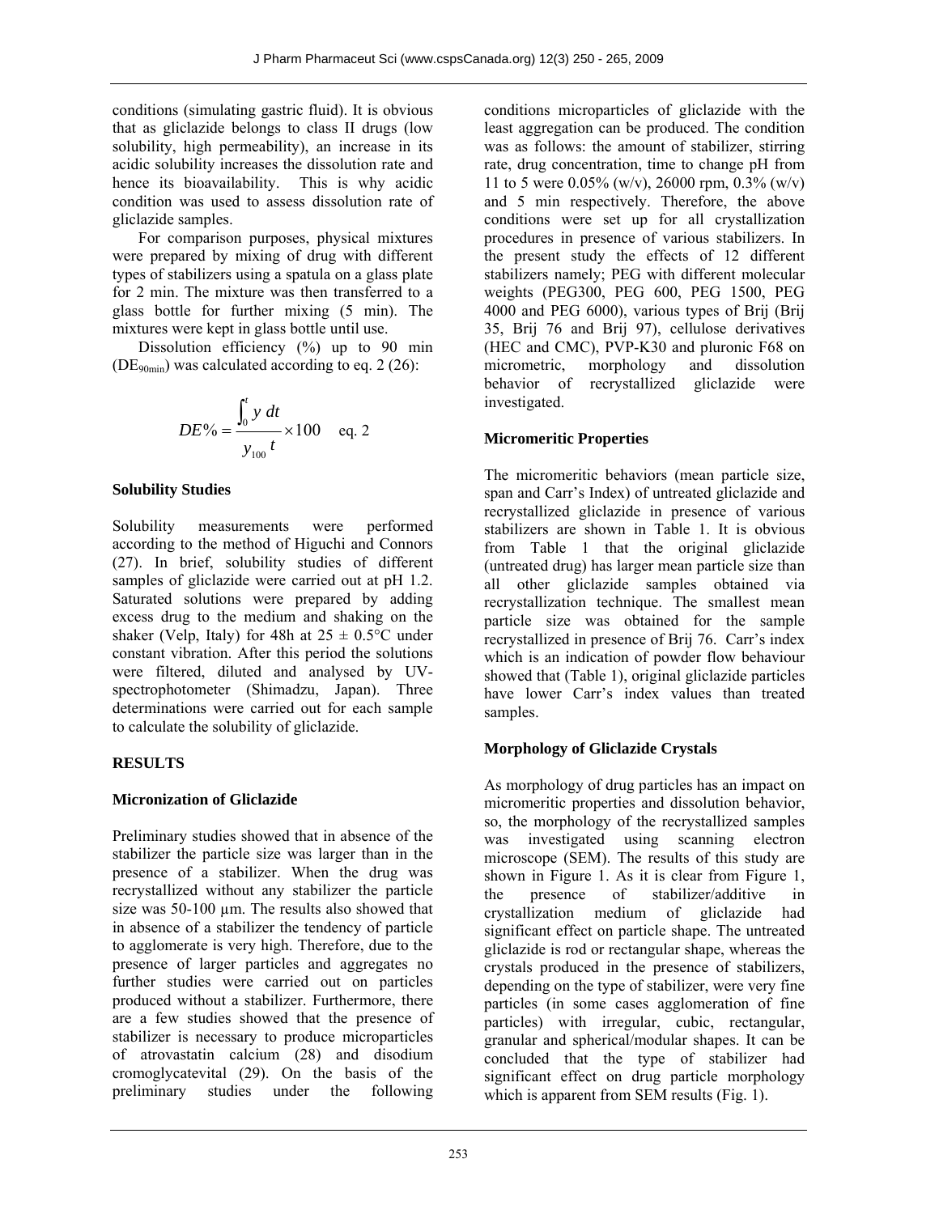conditions (simulating gastric fluid). It is obvious that as gliclazide belongs to class II drugs (low solubility, high permeability), an increase in its acidic solubility increases the dissolution rate and hence its bioavailability. This is why acidic condition was used to assess dissolution rate of gliclazide samples.

For comparison purposes, physical mixtures were prepared by mixing of drug with different types of stabilizers using a spatula on a glass plate for 2 min. The mixture was then transferred to a glass bottle for further mixing (5 min). The mixtures were kept in glass bottle until use.

Dissolution efficiency (%) up to 90 min ($DE_{90min}$) was calculated according to eq. 2 (26):

$$DE\% = \frac{\int_0^t y\ dt}{y_{100}\ t} \times 100 \quad \text{eq. 2}$$

**Solubility Studies**

Solubility measurements were performed according to the method of Higuchi and Connors (27). In brief, solubility studies of different samples of gliclazide were carried out at pH 1.2. Saturated solutions were prepared by adding excess drug to the medium and shaking on the shaker (Velp, Italy) for 48h at 25 ± 0.5°C under constant vibration. After this period the solutions were filtered, diluted and analysed by UV-spectrophotometer (Shimadzu, Japan). Three determinations were carried out for each sample to calculate the solubility of gliclazide.

## RESULTS

**Micronization of Gliclazide**

Preliminary studies showed that in absence of the stabilizer the particle size was larger than in the presence of a stabilizer. When the drug was recrystallized without any stabilizer the particle size was 50-100 µm. The results also showed that in absence of a stabilizer the tendency of particle to agglomerate is very high. Therefore, due to the presence of larger particles and aggregates no further studies were carried out on particles produced without a stabilizer. Furthermore, there are a few studies showed that the presence of stabilizer is necessary to produce microparticles of atrovastatin calcium (28) and disodium cromoglycatevital (29). On the basis of the preliminary studies under the following conditions microparticles of gliclazide with the least aggregation can be produced. The condition was as follows: the amount of stabilizer, stirring rate, drug concentration, time to change pH from 11 to 5 were 0.05% (w/v), 26000 rpm, 0.3% (w/v) and 5 min respectively. Therefore, the above conditions were set up for all crystallization procedures in presence of various stabilizers. In the present study the effects of 12 different stabilizers namely; PEG with different molecular weights (PEG300, PEG 600, PEG 1500, PEG 4000 and PEG 6000), various types of Brij (Brij 35, Brij 76 and Brij 97), cellulose derivatives (HEC and CMC), PVP-K30 and pluronic F68 on micrometric, morphology and dissolution behavior of recrystallized gliclazide were investigated.

**Micromeritic Properties**

The micromeritic behaviors (mean particle size, span and Carr's Index) of untreated gliclazide and recrystallized gliclazide in presence of various stabilizers are shown in Table 1. It is obvious from Table 1 that the original gliclazide (untreated drug) has larger mean particle size than all other gliclazide samples obtained via recrystallization technique. The smallest mean particle size was obtained for the sample recrystallized in presence of Brij 76. Carr's index which is an indication of powder flow behaviour showed that (Table 1), original gliclazide particles have lower Carr's index values than treated samples.

**Morphology of Gliclazide Crystals**

As morphology of drug particles has an impact on micromeritic properties and dissolution behavior, so, the morphology of the recrystallized samples was investigated using scanning electron microscope (SEM). The results of this study are shown in Figure 1. As it is clear from Figure 1, the presence of stabilizer/additive in crystallization medium of gliclazide had significant effect on particle shape. The untreated gliclazide is rod or rectangular shape, whereas the crystals produced in the presence of stabilizers, depending on the type of stabilizer, were very fine particles (in some cases agglomeration of fine particles) with irregular, cubic, rectangular, granular and spherical/modular shapes. It can be concluded that the type of stabilizer had significant effect on drug particle morphology which is apparent from SEM results (Fig. 1).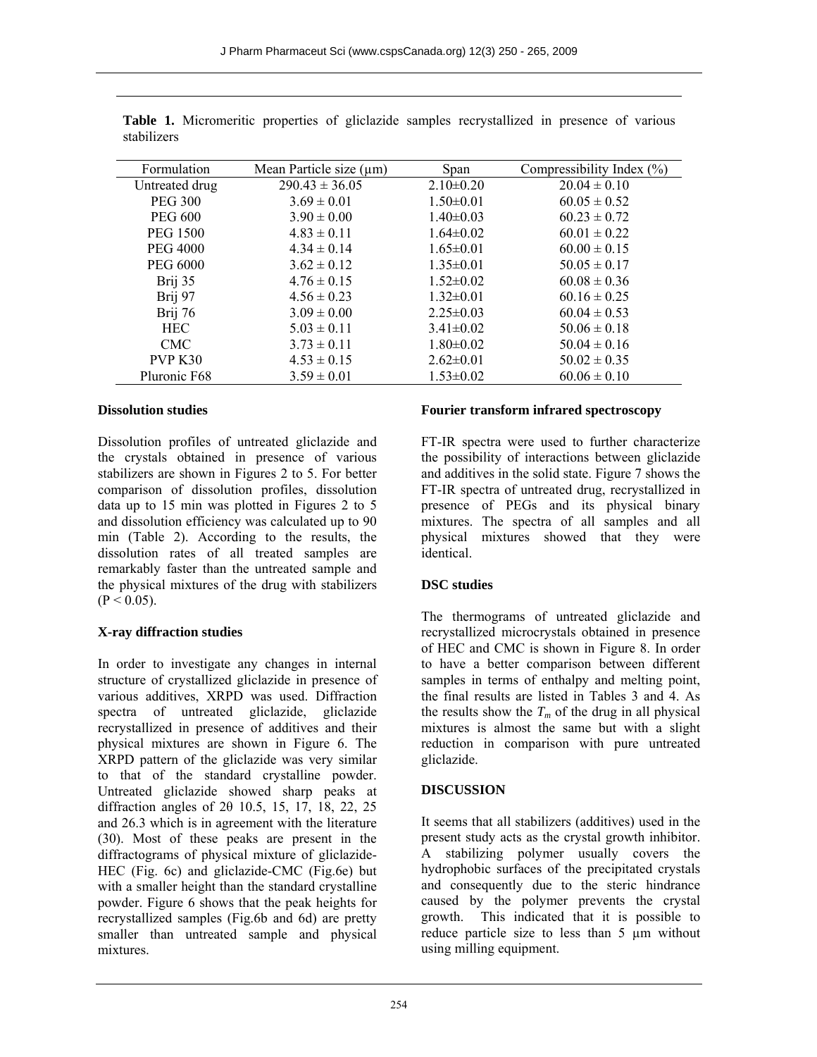**Table 1.** Micromeritic properties of gliclazide samples recrystallized in presence of various stabilizers

| Formulation | Mean Particle size (µm) | Span | Compressibility Index (%) |
|---|---|---|---|
| Untreated drug | 290.43 ± 36.05 | 2.10±0.20 | 20.04 ± 0.10 |
| PEG 300 | 3.69 ± 0.01 | 1.50±0.01 | 60.05 ± 0.52 |
| PEG 600 | 3.90 ± 0.00 | 1.40±0.03 | 60.23 ± 0.72 |
| PEG 1500 | 4.83 ± 0.11 | 1.64±0.02 | 60.01 ± 0.22 |
| PEG 4000 | 4.34 ± 0.14 | 1.65±0.01 | 60.00 ± 0.15 |
| PEG 6000 | 3.62 ± 0.12 | 1.35±0.01 | 50.05 ± 0.17 |
| Brij 35 | 4.76 ± 0.15 | 1.52±0.02 | 60.08 ± 0.36 |
| Brij 97 | 4.56 ± 0.23 | 1.32±0.01 | 60.16 ± 0.25 |
| Brij 76 | 3.09 ± 0.00 | 2.25±0.03 | 60.04 ± 0.53 |
| HEC | 5.03 ± 0.11 | 3.41±0.02 | 50.06 ± 0.18 |
| CMC | 3.73 ± 0.11 | 1.80±0.02 | 50.04 ± 0.16 |
| PVP K30 | 4.53 ± 0.15 | 2.62±0.01 | 50.02 ± 0.35 |
| Pluronic F68 | 3.59 ± 0.01 | 1.53±0.02 | 60.06 ± 0.10 |

### Dissolution studies

Dissolution profiles of untreated gliclazide and the crystals obtained in presence of various stabilizers are shown in Figures 2 to 5. For better comparison of dissolution profiles, dissolution data up to 15 min was plotted in Figures 2 to 5 and dissolution efficiency was calculated up to 90 min (Table 2). According to the results, the dissolution rates of all treated samples are remarkably faster than the untreated sample and the physical mixtures of the drug with stabilizers ($P < 0.05$).

### X-ray diffraction studies

In order to investigate any changes in internal structure of crystallized gliclazide in presence of various additives, XRPD was used. Diffraction spectra of untreated gliclazide, gliclazide recrystallized in presence of additives and their physical mixtures are shown in Figure 6. The XRPD pattern of the gliclazide was very similar to that of the standard crystalline powder. Untreated gliclazide showed sharp peaks at diffraction angles of 2θ 10.5, 15, 17, 18, 22, 25 and 26.3 which is in agreement with the literature (30). Most of these peaks are present in the diffractograms of physical mixture of gliclazide-HEC (Fig. 6c) and gliclazide-CMC (Fig.6e) but with a smaller height than the standard crystalline powder. Figure 6 shows that the peak heights for recrystallized samples (Fig.6b and 6d) are pretty smaller than untreated sample and physical mixtures.

### Fourier transform infrared spectroscopy

FT-IR spectra were used to further characterize the possibility of interactions between gliclazide and additives in the solid state. Figure 7 shows the FT-IR spectra of untreated drug, recrystallized in presence of PEGs and its physical binary mixtures. The spectra of all samples and all physical mixtures showed that they were identical.

### DSC studies

The thermograms of untreated gliclazide and recrystallized microcrystals obtained in presence of HEC and CMC is shown in Figure 8. In order to have a better comparison between different samples in terms of enthalpy and melting point, the final results are listed in Tables 3 and 4. As the results show the $T_m$ of the drug in all physical mixtures is almost the same but with a slight reduction in comparison with pure untreated gliclazide.

## DISCUSSION

It seems that all stabilizers (additives) used in the present study acts as the crystal growth inhibitor. A stabilizing polymer usually covers the hydrophobic surfaces of the precipitated crystals and consequently due to the steric hindrance caused by the polymer prevents the crystal growth. This indicated that it is possible to reduce particle size to less than 5 µm without using milling equipment.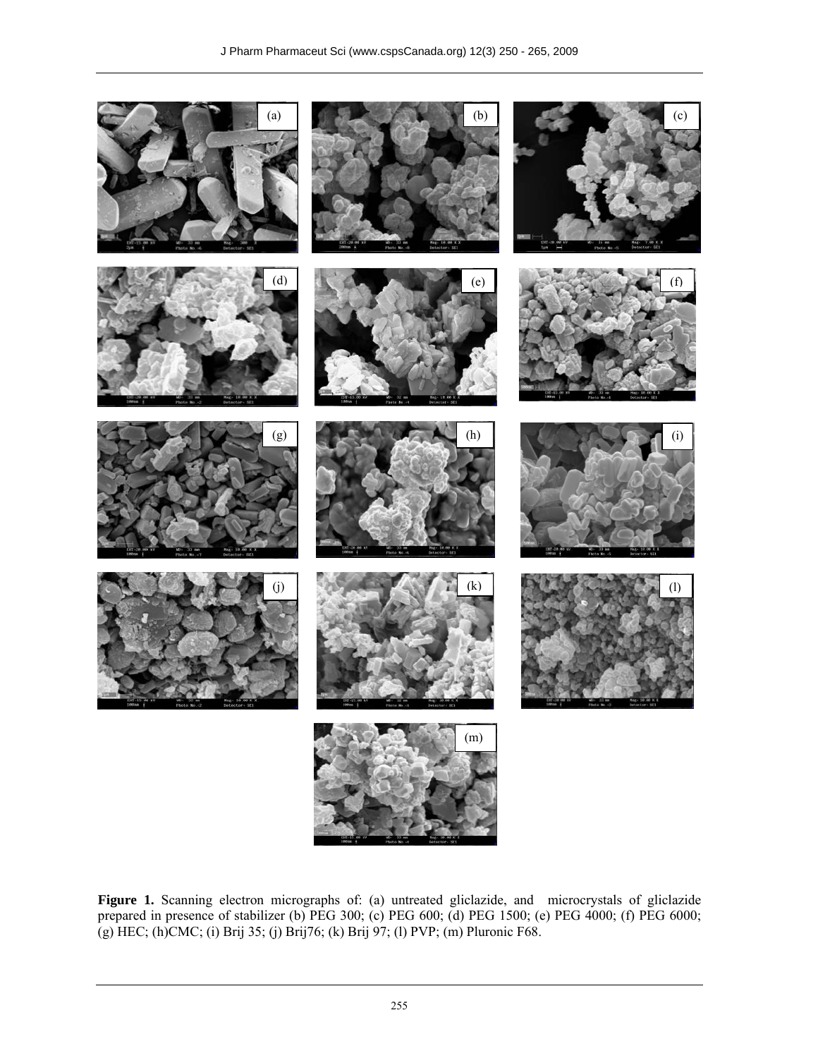**Figure 1.** Scanning electron micrographs of: (a) untreated gliclazide, and microcrystals of gliclazide prepared in presence of stabilizer (b) PEG 300; (c) PEG 600; (d) PEG 1500; (e) PEG 4000; (f) PEG 6000; (g) HEC; (h)CMC; (i) Brij 35; (j) Brij76; (k) Brij 97; (l) PVP; (m) Pluronic F68.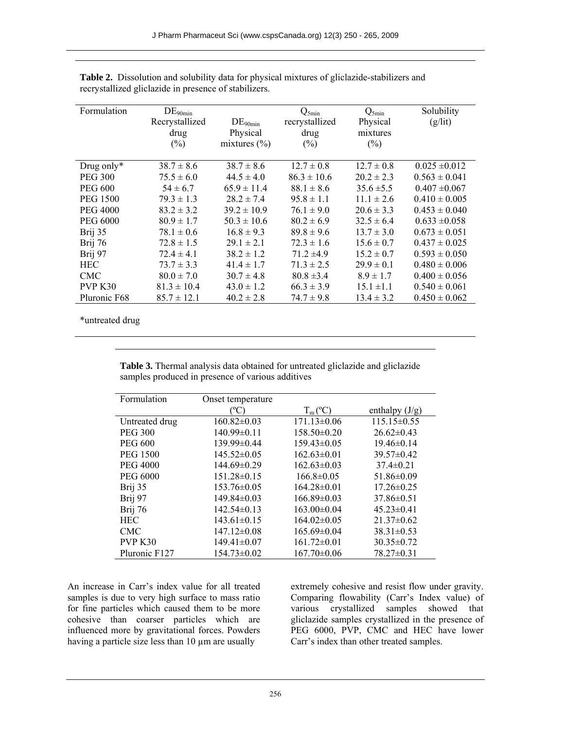**Table 2.** Dissolution and solubility data for physical mixtures of gliclazide-stabilizers and recrystallized gliclazide in presence of stabilizers.

| Formulation | $DE_{90min}$ Recrystallized drug (%) | $DE_{90min}$ Physical mixtures (%) | $Q_{5min}$ recrystallized drug (%) | $Q_{5min}$ Physical mixtures (%) | Solubility (g/lit) |
|---|---|---|---|---|---|
| Drug only* | 38.7 ± 8.6 | 38.7 ± 8.6 | 12.7 ± 0.8 | 12.7 ± 0.8 | 0.025 ±0.012 |
| PEG 300 | 75.5 ± 6.0 | 44.5 ± 4.0 | 86.3 ± 10.6 | 20.2 ± 2.3 | 0.563 ± 0.041 |
| PEG 600 | 54 ± 6.7 | 65.9 ± 11.4 | 88.1 ± 8.6 | 35.6 ±5.5 | 0.407 ±0.067 |
| PEG 1500 | 79.3 ± 1.3 | 28.2 ± 7.4 | 95.8 ± 1.1 | 11.1 ± 2.6 | 0.410 ± 0.005 |
| PEG 4000 | 83.2 ± 3.2 | 39.2 ± 10.9 | 76.1 ± 9.0 | 20.6 ± 3.3 | 0.453 ± 0.040 |
| PEG 6000 | 80.9 ± 1.7 | 50.3 ± 10.6 | 80.2 ± 6.9 | 32.5 ± 6.4 | 0.633 ±0.058 |
| Brij 35 | 78.1 ± 0.6 | 16.8 ± 9.3 | 89.8 ± 9.6 | 13.7 ± 3.0 | 0.673 ± 0.051 |
| Brij 76 | 72.8 ± 1.5 | 29.1 ± 2.1 | 72.3 ± 1.6 | 15.6 ± 0.7 | 0.437 ± 0.025 |
| Brij 97 | 72.4 ± 4.1 | 38.2 ± 1.2 | 71.2 ±4.9 | 15.2 ± 0.7 | 0.593 ± 0.050 |
| HEC | 73.7 ± 3.3 | 41.4 ± 1.7 | 71.3 ± 2.5 | 29.9 ± 0.1 | 0.480 ± 0.006 |
| CMC | 80.0 ± 7.0 | 30.7 ± 4.8 | 80.8 ±3.4 | 8.9 ± 1.7 | 0.400 ± 0.056 |
| PVP K30 | 81.3 ± 10.4 | 43.0 ± 1.2 | 66.3 ± 3.9 | 15.1 ±1.1 | 0.540 ± 0.061 |
| Pluronic F68 | 85.7 ± 12.1 | 40.2 ± 2.8 | 74.7 ± 9.8 | 13.4 ± 3.2 | 0.450 ± 0.062 |

*untreated drug

**Table 3.** Thermal analysis data obtained for untreated gliclazide and gliclazide samples produced in presence of various additives

| Formulation | Onset temperature (ºC) | $T_m$ (ºC) | enthalpy (J/g) |
|---|---|---|---|
| Untreated drug | 160.82±0.03 | 171.13±0.06 | 115.15±0.55 |
| PEG 300 | 140.99±0.11 | 158.50±0.20 | 26.62±0.43 |
| PEG 600 | 139.99±0.44 | 159.43±0.05 | 19.46±0.14 |
| PEG 1500 | 145.52±0.05 | 162.63±0.01 | 39.57±0.42 |
| PEG 4000 | 144.69±0.29 | 162.63±0.03 | 37.4±0.21 |
| PEG 6000 | 151.28±0.15 | 166.8±0.05 | 51.86±0.09 |
| Brij 35 | 153.76±0.05 | 164.28±0.01 | 17.26±0.25 |
| Brij 97 | 149.84±0.03 | 166.89±0.03 | 37.86±0.51 |
| Brij 76 | 142.54±0.13 | 163.00±0.04 | 45.23±0.41 |
| HEC | 143.61±0.15 | 164.02±0.05 | 21.37±0.62 |
| CMC | 147.12±0.08 | 165.69±0.04 | 38.31±0.53 |
| PVP K30 | 149.41±0.07 | 161.72±0.01 | 30.35±0.72 |
| Pluronic F127 | 154.73±0.02 | 167.70±0.06 | 78.27±0.31 |

An increase in Carr's index value for all treated samples is due to very high surface to mass ratio for fine particles which caused them to be more cohesive than coarser particles which are influenced more by gravitational forces. Powders having a particle size less than 10 µm are usually extremely cohesive and resist flow under gravity. Comparing flowability (Carr's Index value) of various crystallized samples showed that gliclazide samples crystallized in the presence of PEG 6000, PVP, CMC and HEC have lower Carr's index than other treated samples.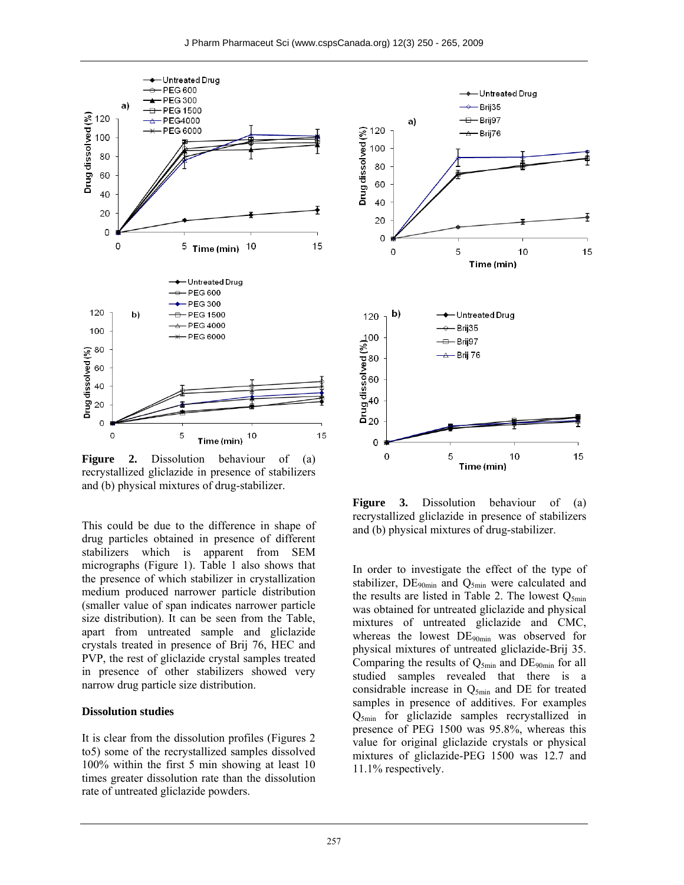a)

Drug dissolved (%)

Time (min)

Untreated Drug
PEG 600
PEG 300
PEG 1500
PEG4000
PEG 6000

120
100
80
60
40
20
0

0 5 10 15

b)

Drug dissolved (%)

Time (min)

Untreated Drug
PEG 600
PEG 300
PEG 1500
PEG 4000
PEG 6000

120
100
80
60
40
20
0

0 5 10 15

**Figure 2.** Dissolution behaviour of (a) recrystallized gliclazide in presence of stabilizers and (b) physical mixtures of drug-stabilizer.

This could be due to the difference in shape of drug particles obtained in presence of different stabilizers which is apparent from SEM micrographs (Figure 1). Table 1 also shows that the presence of which stabilizer in crystallization medium produced narrower particle distribution (smaller value of span indicates narrower particle size distribution). It can be seen from the Table, apart from untreated sample and gliclazide crystals treated in presence of Brij 76, HEC and PVP, the rest of gliclazide crystal samples treated in presence of other stabilizers showed very narrow drug particle size distribution.

**Dissolution studies**

It is clear from the dissolution profiles (Figures 2 to5) some of the recrystallized samples dissolved 100% within the first 5 min showing at least 10 times greater dissolution rate than the dissolution rate of untreated gliclazide powders.

a)

Drug dissolved (%)

Time (min)

Untreated Drug
Brij35
Brij97
Brij76

120
100
80
60
40
20
0

0 5 10 15

b)

Drug dissolved (%)

Time (min)

Untreated Drug
Brij35
Brij97
Brij 76

120
100
80
60
40
20
0

0 5 10 15

**Figure 3.** Dissolution behaviour of (a) recrystallized gliclazide in presence of stabilizers and (b) physical mixtures of drug-stabilizer.

In order to investigate the effect of the type of stabilizer, $DE_{90min}$ and $Q_{5min}$ were calculated and the results are listed in Table 2. The lowest $Q_{5min}$ was obtained for untreated gliclazide and physical mixtures of untreated gliclazide and CMC, whereas the lowest $DE_{90min}$ was observed for physical mixtures of untreated gliclazide-Brij 35. Comparing the results of $Q_{5min}$ and $DE_{90min}$ for all studied samples revealed that there is a considrable increase in $Q_{5min}$ and DE for treated samples in presence of additives. For examples $Q_{5min}$ for gliclazide samples recrystallized in presence of PEG 1500 was 95.8%, whereas this value for original gliclazide crystals or physical mixtures of gliclazide-PEG 1500 was 12.7 and 11.1% respectively.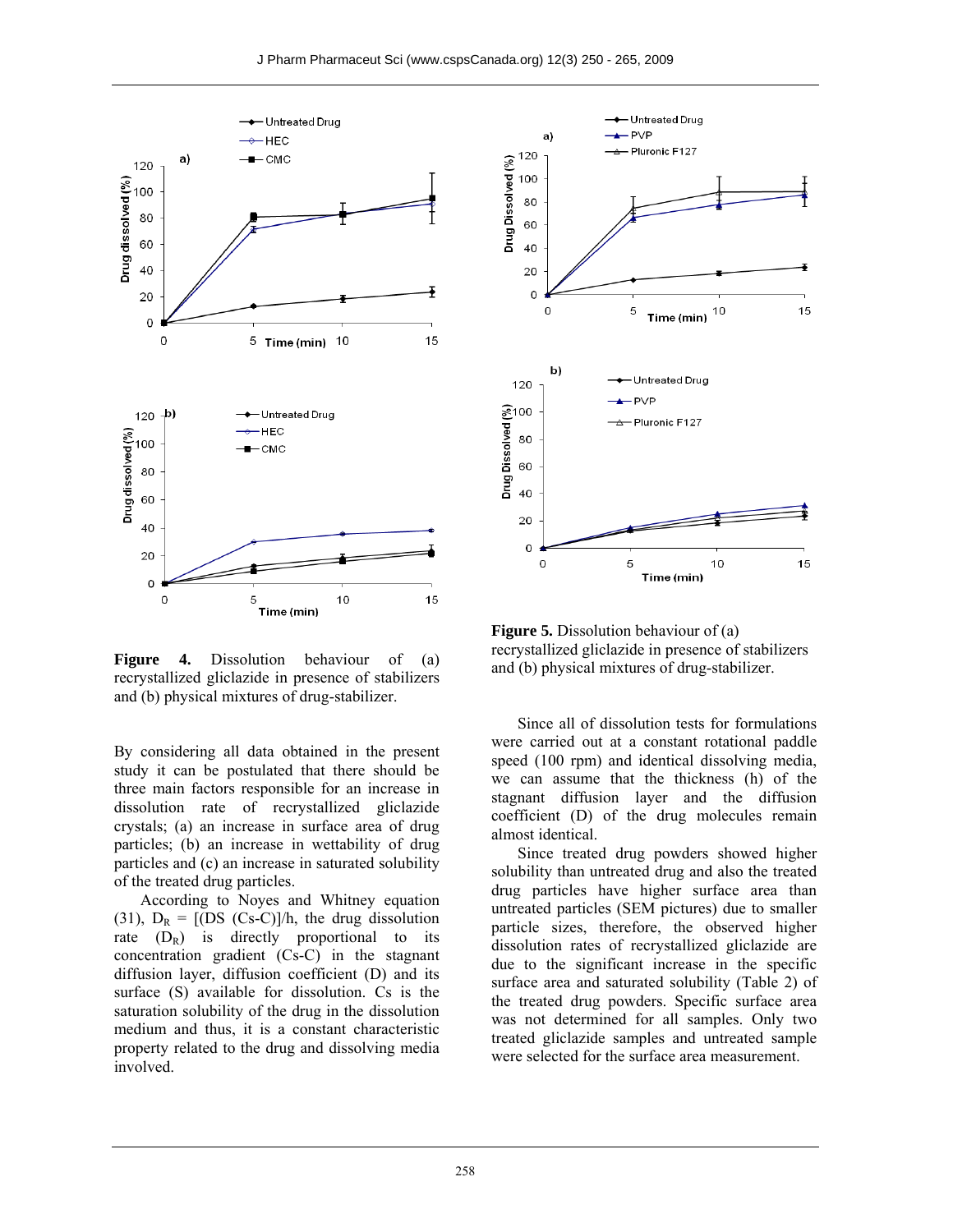a)

Untreated Drug

HEC

CMC

Drug dissolved (%)

120

100

80

60

40

20

0

0

5

Time (min)

10

15

b)

Untreated Drug

HEC

CMC

Drug dissolved (%)

120

100

80

60

40

20

0

0

5

10

15

Time (min)

**Figure 4.** Dissolution behaviour of (a) recrystallized gliclazide in presence of stabilizers and (b) physical mixtures of drug-stabilizer.

By considering all data obtained in the present study it can be postulated that there should be three main factors responsible for an increase in dissolution rate of recrystallized gliclazide crystals; (a) an increase in surface area of drug particles; (b) an increase in wettability of drug particles and (c) an increase in saturated solubility of the treated drug particles.

According to Noyes and Whitney equation (31), $D_R = [(DS\ (Cs-C)]/h$, the drug dissolution rate ($D_R$) is directly proportional to its concentration gradient ($Cs-C$) in the stagnant diffusion layer, diffusion coefficient (D) and its surface (S) available for dissolution. Cs is the saturation solubility of the drug in the dissolution medium and thus, it is a constant characteristic property related to the drug and dissolving media involved.

a)

Untreated Drug

PVP

Pluronic F127

Drug Dissolved (%)

120

100

80

60

40

20

0

0

5

Time (min)

10

15

b)

Untreated Drug

PVP

Pluronic F127

Drug Dissolved (%)

120

100

80

60

40

20

0

0

5

10

15

Time (min)

**Figure 5.** Dissolution behaviour of (a) recrystallized gliclazide in presence of stabilizers and (b) physical mixtures of drug-stabilizer.

Since all of dissolution tests for formulations were carried out at a constant rotational paddle speed (100 rpm) and identical dissolving media, we can assume that the thickness (h) of the stagnant diffusion layer and the diffusion coefficient (D) of the drug molecules remain almost identical.

Since treated drug powders showed higher solubility than untreated drug and also the treated drug particles have higher surface area than untreated particles (SEM pictures) due to smaller particle sizes, therefore, the observed higher dissolution rates of recrystallized gliclazide are due to the significant increase in the specific surface area and saturated solubility (Table 2) of the treated drug powders. Specific surface area was not determined for all samples. Only two treated gliclazide samples and untreated sample were selected for the surface area measurement.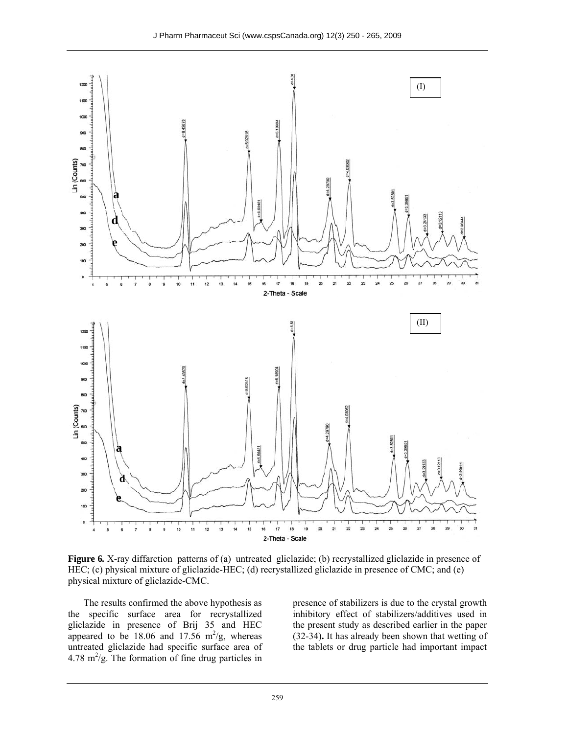(I)

Lin (Counts)

1200
1100
1000
900
800
700
600
500
400
300
200
100
0

a
d
e

d=8.43670
d=5.92518
d=5.60481
d=5.18904
d=4.8
d=4.29790
d=4.03062
d=3.52801
d=3.39951
d=3.21133
d=3.12113
d=2.96444

4 5 6 7 8 9 10 11 12 13 14 15 16 17 18 19 20 21 22 23 24 25 26 27 28 29 30 31

2-Theta - Scale

(II)

Lin (Counts)

1200
1100
1000
900
800
700
600
500
400
300
200
100
0

a
d
e

d=8.43670
d=5.92518
d=5.60481
d=5.18904
d=4.8
d=4.29790
d=4.03062
d=3.52801
d=3.39951
d=3.21133
d=3.12113
d=2.96444

4 5 6 7 8 9 10 11 12 13 14 15 16 17 18 19 20 21 22 23 24 25 26 27 28 29 30 31

2-Theta - Scale

**Figure 6.** X-ray diffarction patterns of (a) untreated gliclazide; (b) recrystallized gliclazide in presence of HEC; (c) physical mixture of gliclazide-HEC; (d) recrystallized gliclazide in presence of CMC; and (e) physical mixture of gliclazide-CMC.

The results confirmed the above hypothesis as the specific surface area for recrystallized gliclazide in presence of Brij 35 and HEC appeared to be 18.06 and 17.56 $m^2/g$, whereas untreated gliclazide had specific surface area of 4.78 $m^2/g$. The formation of fine drug particles in presence of stabilizers is due to the crystal growth inhibitory effect of stabilizers/additives used in the present study as described earlier in the paper (32-34). It has already been shown that wetting of the tablets or drug particle had important impact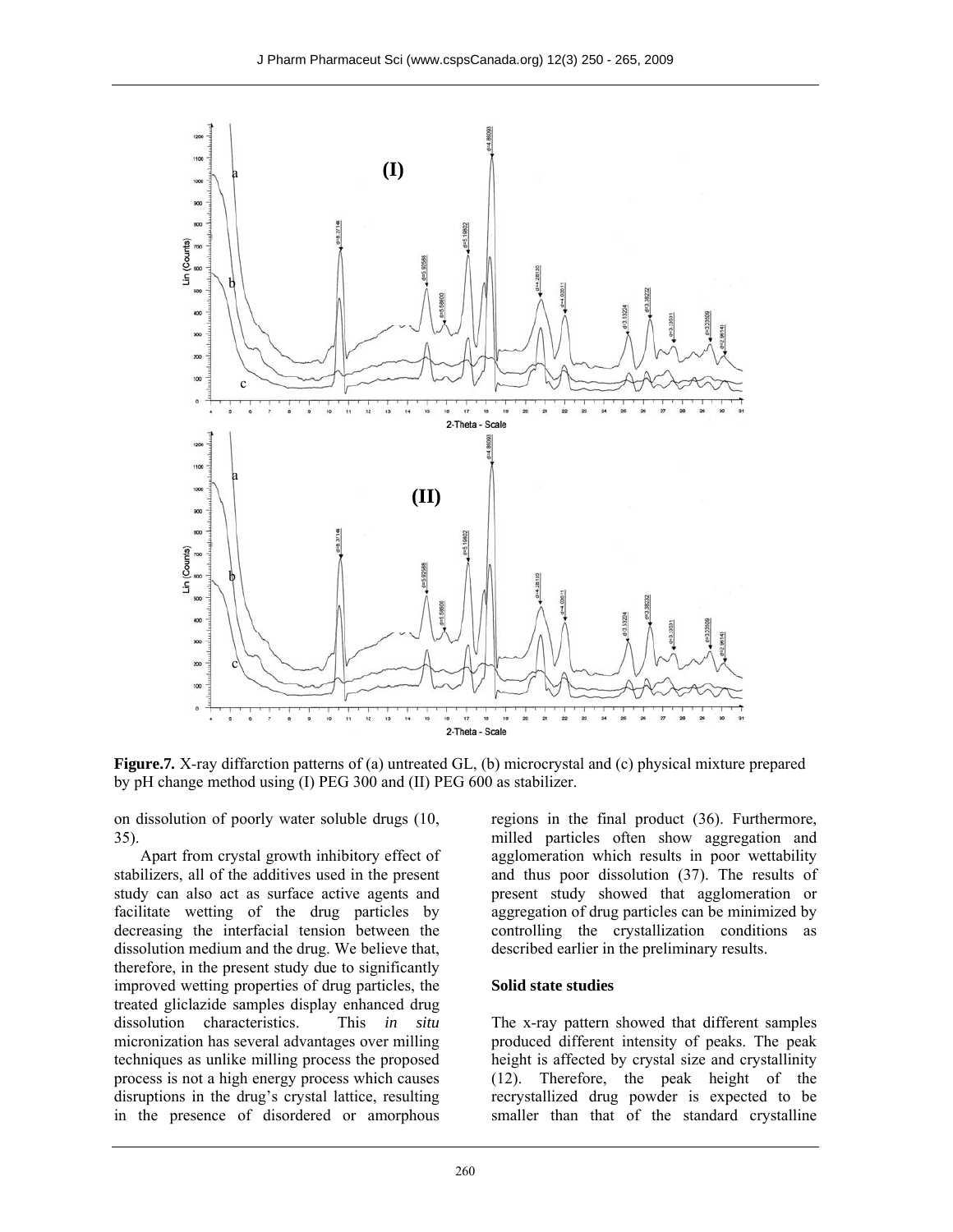**Figure.7.** X-ray diffarction patterns of (a) untreated GL, (b) microcrystal and (c) physical mixture prepared by pH change method using (I) PEG 300 and (II) PEG 600 as stabilizer.

on dissolution of poorly water soluble drugs (10, 35).

Apart from crystal growth inhibitory effect of stabilizers, all of the additives used in the present study can also act as surface active agents and facilitate wetting of the drug particles by decreasing the interfacial tension between the dissolution medium and the drug. We believe that, therefore, in the present study due to significantly improved wetting properties of drug particles, the treated gliclazide samples display enhanced drug dissolution characteristics. This *in situ* micronization has several advantages over milling techniques as unlike milling process the proposed process is not a high energy process which causes disruptions in the drug's crystal lattice, resulting in the presence of disordered or amorphous regions in the final product (36). Furthermore, milled particles often show aggregation and agglomeration which results in poor wettability and thus poor dissolution (37). The results of present study showed that agglomeration or aggregation of drug particles can be minimized by controlling the crystallization conditions as described earlier in the preliminary results.

**Solid state studies**

The x-ray pattern showed that different samples produced different intensity of peaks. The peak height is affected by crystal size and crystallinity (12). Therefore, the peak height of the recrystallized drug powder is expected to be smaller than that of the standard crystalline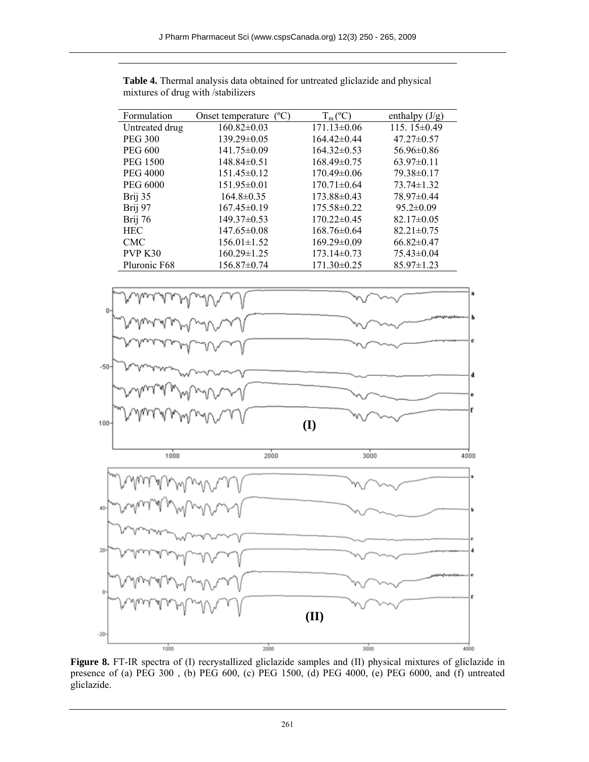**Table 4.** Thermal analysis data obtained for untreated gliclazide and physical mixtures of drug with /stabilizers

| Formulation | Onset temperature (ºC) | $T_m$ (ºC) | enthalpy (J/g) |
|---|---|---|---|
| Untreated drug | 160.82±0.03 | 171.13±0.06 | 115. 15±0.49 |
| PEG 300 | 139.29±0.05 | 164.42±0.44 | 47.27±0.57 |
| PEG 600 | 141.75±0.09 | 164.32±0.53 | 56.96±0.86 |
| PEG 1500 | 148.84±0.51 | 168.49±0.75 | 63.97±0.11 |
| PEG 4000 | 151.45±0.12 | 170.49±0.06 | 79.38±0.17 |
| PEG 6000 | 151.95±0.01 | 170.71±0.64 | 73.74±1.32 |
| Brij 35 | 164.8±0.35 | 173.88±0.43 | 78.97±0.44 |
| Brij 97 | 167.45±0.19 | 175.58±0.22 | 95.2±0.09 |
| Brij 76 | 149.37±0.53 | 170.22±0.45 | 82.17±0.05 |
| HEC | 147.65±0.08 | 168.76±0.64 | 82.21±0.75 |
| CMC | 156.01±1.52 | 169.29±0.09 | 66.82±0.47 |
| PVP K30 | 160.29±1.25 | 173.14±0.73 | 75.43±0.04 |
| Pluronic F68 | 156.87±0.74 | 171.30±0.25 | 85.97±1.23 |

**Figure 8.** FT-IR spectra of (I) recrystallized gliclazide samples and (II) physical mixtures of gliclazide in presence of (a) PEG 300 , (b) PEG 600, (c) PEG 1500, (d) PEG 4000, (e) PEG 6000, and (f) untreated gliclazide.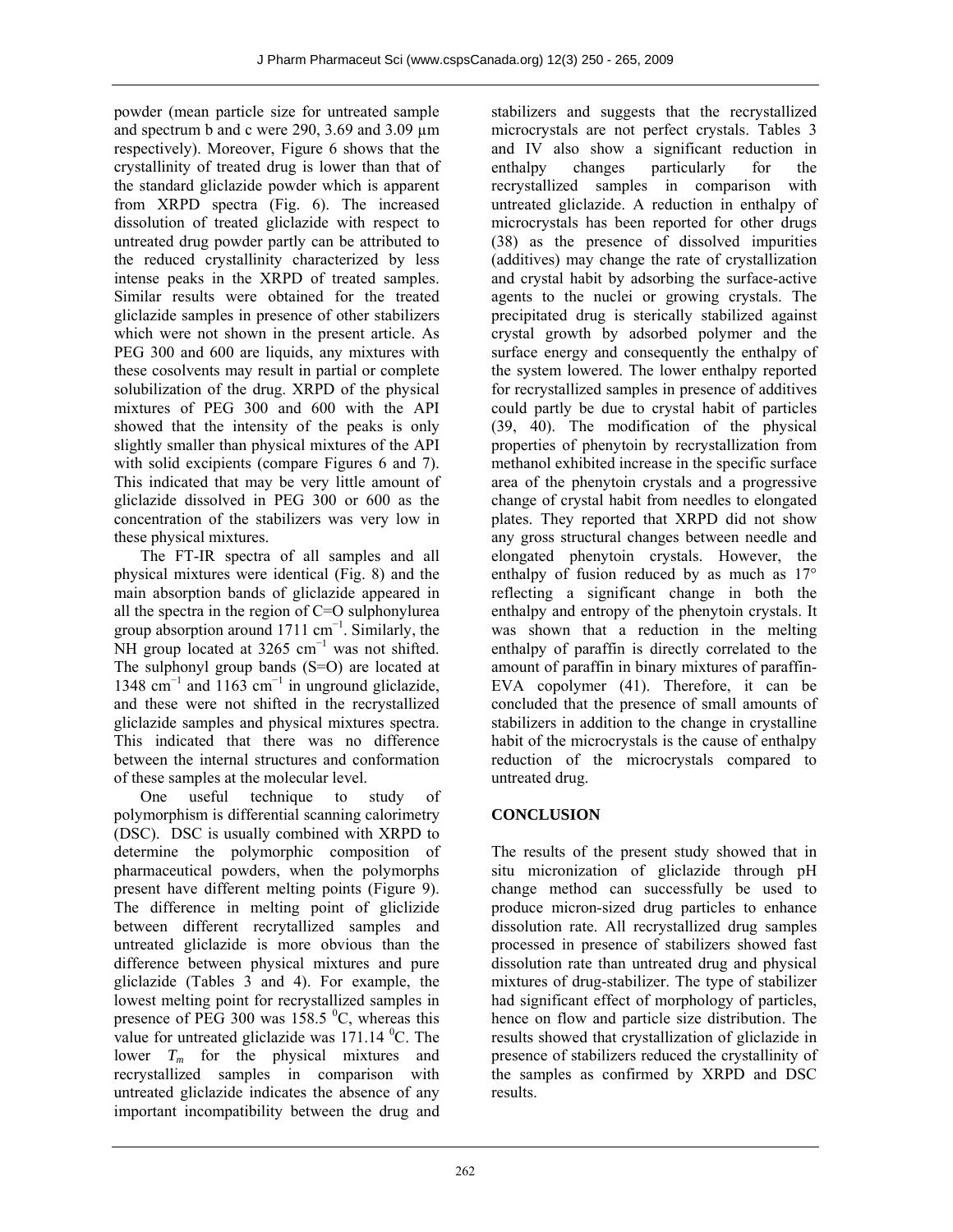powder (mean particle size for untreated sample and spectrum b and c were 290, 3.69 and 3.09 µm respectively). Moreover, Figure 6 shows that the crystallinity of treated drug is lower than that of the standard gliclazide powder which is apparent from XRPD spectra (Fig. 6). The increased dissolution of treated gliclazide with respect to untreated drug powder partly can be attributed to the reduced crystallinity characterized by less intense peaks in the XRPD of treated samples. Similar results were obtained for the treated gliclazide samples in presence of other stabilizers which were not shown in the present article. As PEG 300 and 600 are liquids, any mixtures with these cosolvents may result in partial or complete solubilization of the drug. XRPD of the physical mixtures of PEG 300 and 600 with the API showed that the intensity of the peaks is only slightly smaller than physical mixtures of the API with solid excipients (compare Figures 6 and 7). This indicated that may be very little amount of gliclazide dissolved in PEG 300 or 600 as the concentration of the stabilizers was very low in these physical mixtures.

The FT-IR spectra of all samples and all physical mixtures were identical (Fig. 8) and the main absorption bands of gliclazide appeared in all the spectra in the region of C=O sulphonylurea group absorption around 1711 $cm^{-1}$. Similarly, the NH group located at 3265 $cm^{-1}$ was not shifted. The sulphonyl group bands (S=O) are located at 1348 $cm^{-1}$ and 1163 $cm^{-1}$ in unground gliclazide, and these were not shifted in the recrystallized gliclazide samples and physical mixtures spectra. This indicated that there was no difference between the internal structures and conformation of these samples at the molecular level.

One useful technique to study of polymorphism is differential scanning calorimetry (DSC). DSC is usually combined with XRPD to determine the polymorphic composition of pharmaceutical powders, when the polymorphs present have different melting points (Figure 9). The difference in melting point of gliclizide between different recrytallized samples and untreated gliclazide is more obvious than the difference between physical mixtures and pure gliclazide (Tables 3 and 4). For example, the lowest melting point for recrystallized samples in presence of PEG 300 was 158.5 $^0$C, whereas this value for untreated gliclazide was 171.14 $^0$C. The lower $T_m$ for the physical mixtures and recrystallized samples in comparison with untreated gliclazide indicates the absence of any important incompatibility between the drug and stabilizers and suggests that the recrystallized microcrystals are not perfect crystals. Tables 3 and IV also show a significant reduction in enthalpy changes particularly for the recrystallized samples in comparison with untreated gliclazide. A reduction in enthalpy of microcrystals has been reported for other drugs (38) as the presence of dissolved impurities (additives) may change the rate of crystallization and crystal habit by adsorbing the surface-active agents to the nuclei or growing crystals. The precipitated drug is sterically stabilized against crystal growth by adsorbed polymer and the surface energy and consequently the enthalpy of the system lowered. The lower enthalpy reported for recrystallized samples in presence of additives could partly be due to crystal habit of particles (39, 40). The modification of the physical properties of phenytoin by recrystallization from methanol exhibited increase in the specific surface area of the phenytoin crystals and a progressive change of crystal habit from needles to elongated plates. They reported that XRPD did not show any gross structural changes between needle and elongated phenytoin crystals. However, the enthalpy of fusion reduced by as much as 17° reflecting a significant change in both the enthalpy and entropy of the phenytoin crystals. It was shown that a reduction in the melting enthalpy of paraffin is directly correlated to the amount of paraffin in binary mixtures of paraffin-EVA copolymer (41). Therefore, it can be concluded that the presence of small amounts of stabilizers in addition to the change in crystalline habit of the microcrystals is the cause of enthalpy reduction of the microcrystals compared to untreated drug.

## CONCLUSION

The results of the present study showed that in situ micronization of gliclazide through pH change method can successfully be used to produce micron-sized drug particles to enhance dissolution rate. All recrystallized drug samples processed in presence of stabilizers showed fast dissolution rate than untreated drug and physical mixtures of drug-stabilizer. The type of stabilizer had significant effect of morphology of particles, hence on flow and particle size distribution. The results showed that crystallization of gliclazide in presence of stabilizers reduced the crystallinity of the samples as confirmed by XRPD and DSC results.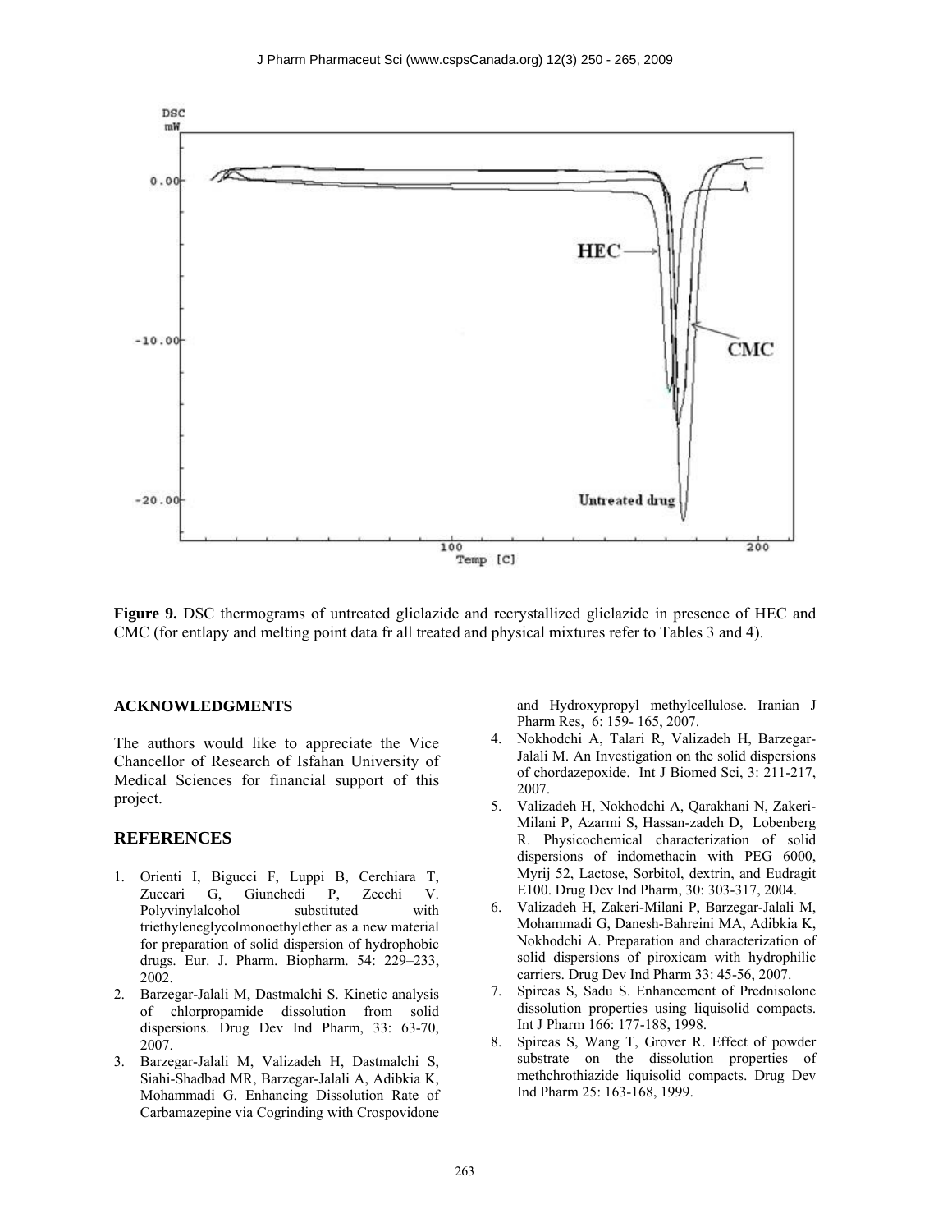DSC
mW

0.00

-10.00

-20.00

100

200

Temp [C]

HEC

CMC

Untreated drug

**Figure 9.** DSC thermograms of untreated gliclazide and recrystallized gliclazide in presence of HEC and CMC (for entlapy and melting point data fr all treated and physical mixtures refer to Tables 3 and 4).

## ACKNOWLEDGMENTS

The authors would like to appreciate the Vice Chancellor of Research of Isfahan University of Medical Sciences for financial support of this project.

## REFERENCES

1. Orienti I, Bigucci F, Luppi B, Cerchiara T, Zuccari G, Giunchedi P, Zecchi V. Polyvinylalcohol substituted with triethyleneglycolmonoethylether as a new material for preparation of solid dispersion of hydrophobic drugs. Eur. J. Pharm. Biopharm. 54: 229–233, 2002.
2. Barzegar-Jalali M, Dastmalchi S. Kinetic analysis of chlorpropamide dissolution from solid dispersions. Drug Dev Ind Pharm, 33: 63-70, 2007.
3. Barzegar-Jalali M, Valizadeh H, Dastmalchi S, Siahi-Shadbad MR, Barzegar-Jalali A, Adibkia K, Mohammadi G. Enhancing Dissolution Rate of Carbamazepine via Cogrinding with Crospovidone and Hydroxypropyl methylcellulose. Iranian J Pharm Res, 6: 159- 165, 2007.
4. Nokhodchi A, Talari R, Valizadeh H, Barzegar-Jalali M. An Investigation on the solid dispersions of chordazepoxide. Int J Biomed Sci, 3: 211-217, 2007.
5. Valizadeh H, Nokhodchi A, Qarakhani N, Zakeri-Milani P, Azarmi S, Hassan-zadeh D, Lobenberg R. Physicochemical characterization of solid dispersions of indomethacin with PEG 6000, Myrij 52, Lactose, Sorbitol, dextrin, and Eudragit E100. Drug Dev Ind Pharm, 30: 303-317, 2004.
6. Valizadeh H, Zakeri-Milani P, Barzegar-Jalali M, Mohammadi G, Danesh-Bahreini MA, Adibkia K, Nokhodchi A. Preparation and characterization of solid dispersions of piroxicam with hydrophilic carriers. Drug Dev Ind Pharm 33: 45-56, 2007.
7. Spireas S, Sadu S. Enhancement of Prednisolone dissolution properties using liquisolid compacts. Int J Pharm 166: 177-188, 1998.
8. Spireas S, Wang T, Grover R. Effect of powder substrate on the dissolution properties of methchrothiazide liquisolid compacts. Drug Dev Ind Pharm 25: 163-168, 1999.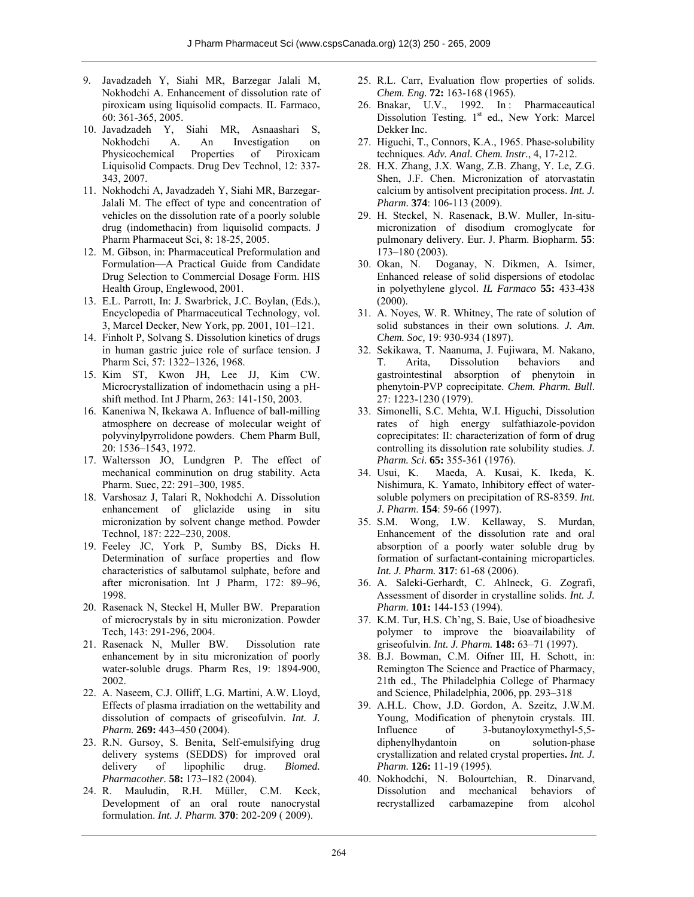9. Javadzadeh Y, Siahi MR, Barzegar Jalali M, Nokhodchi A. Enhancement of dissolution rate of piroxicam using liquisolid compacts. IL Farmaco, 60: 361-365, 2005.
10. Javadzadeh Y, Siahi MR, Asnaashari S, Nokhodchi A. An Investigation on Physicochemical Properties of Piroxicam Liquisolid Compacts. Drug Dev Technol, 12: 337-343, 2007.
11. Nokhodchi A, Javadzadeh Y, Siahi MR, Barzegar-Jalali M. The effect of type and concentration of vehicles on the dissolution rate of a poorly soluble drug (indomethacin) from liquisolid compacts. J Pharm Pharmaceut Sci, 8: 18-25, 2005.
12. M. Gibson, in: Pharmaceutical Preformulation and Formulation—A Practical Guide from Candidate Drug Selection to Commercial Dosage Form. HIS Health Group, Englewood, 2001.
13. E.L. Parrott, In: J. Swarbrick, J.C. Boylan, (Eds.), Encyclopedia of Pharmaceutical Technology, vol. 3, Marcel Decker, New York, pp. 2001, 101–121.
14. Finholt P, Solvang S. Dissolution kinetics of drugs in human gastric juice role of surface tension. J Pharm Sci, 57: 1322–1326, 1968.
15. Kim ST, Kwon JH, Lee JJ, Kim CW. Microcrystallization of indomethacin using a pH-shift method. Int J Pharm, 263: 141-150, 2003.
16. Kaneniwa N, Ikekawa A. Influence of ball-milling atmosphere on decrease of molecular weight of polyvinylpyrrolidone powders. Chem Pharm Bull, 20: 1536–1543, 1972.
17. Waltersson JO, Lundgren P. The effect of mechanical comminution on drug stability. Acta Pharm. Suec, 22: 291–300, 1985.
18. Varshosaz J, Talari R, Nokhodchi A. Dissolution enhancement of gliclazide using in situ micronization by solvent change method. Powder Technol, 187: 222–230, 2008.
19. Feeley JC, York P, Sumby BS, Dicks H. Determination of surface properties and flow characteristics of salbutamol sulphate, before and after micronisation. Int J Pharm, 172: 89–96, 1998.
20. Rasenack N, Steckel H, Muller BW. Preparation of microcrystals by in situ micronization. Powder Tech, 143: 291-296, 2004.
21. Rasenack N, Muller BW. Dissolution rate enhancement by in situ micronization of poorly water-soluble drugs. Pharm Res, 19: 1894-900, 2002.
22. A. Naseem, C.J. Olliff, L.G. Martini, A.W. Lloyd, Effects of plasma irradiation on the wettability and dissolution of compacts of griseofulvin. *Int. J. Pharm.* **269:** 443–450 (2004).
23. R.N. Gursoy, S. Benita, Self-emulsifying drug delivery systems (SEDDS) for improved oral delivery of lipophilic drug. *Biomed. Pharmacother.* **58:** 173–182 (2004).
24. R. Mauludin, R.H. Müller, C.M. Keck, Development of an oral route nanocrystal formulation. *Int. J. Pharm.* **370**: 202-209 ( 2009).
25. R.L. Carr, Evaluation flow properties of solids. *Chem. Eng.* **72:** 163-168 (1965).
26. Bnakar, U.V., 1992. In : Pharmaceautical Dissolution Testing. 1st ed., New York: Marcel Dekker Inc.
27. Higuchi, T., Connors, K.A., 1965. Phase-solubility techniques. *Adv. Anal. Chem. Instr.*, 4, 17-212.
28. H.X. Zhang, J.X. Wang, Z.B. Zhang, Y. Le, Z.G. Shen, J.F. Chen. Micronization of atorvastatin calcium by antisolvent precipitation process. *Int. J. Pharm.* **374**: 106-113 (2009).
29. H. Steckel, N. Rasenack, B.W. Muller, In-situ-micronization of disodium cromoglycate for pulmonary delivery. Eur. J. Pharm. Biopharm. **55**: 173–180 (2003).
30. Okan, N. Doganay, N. Dikmen, A. Isimer, Enhanced release of solid dispersions of etodolac in polyethylene glycol. *IL Farmaco* **55:** 433-438 (2000).
31. A. Noyes, W. R. Whitney, The rate of solution of solid substances in their own solutions. *J. Am. Chem. Soc,* 19: 930-934 (1897).
32. Sekikawa, T. Naanuma, J. Fujiwara, M. Nakano, T. Arita, Dissolution behaviors and gastrointestinal absorption of phenytoin in phenytoin-PVP coprecipitate. *Chem. Pharm. Bull*. 27: 1223-1230 (1979).
33. Simonelli, S.C. Mehta, W.I. Higuchi, Dissolution rates of high energy sulfathiazole-povidon coprecipitates: II: characterization of form of drug controlling its dissolution rate solubility studies. *J. Pharm. Sci.* **65:** 355-361 (1976).
34. Usui, K. Maeda, A. Kusai, K. Ikeda, K. Nishimura, K. Yamato, Inhibitory effect of water-soluble polymers on precipitation of RS-8359. *Int. J. Pharm*. **154**: 59-66 (1997).
35. S.M. Wong, I.W. Kellaway, S. Murdan, Enhancement of the dissolution rate and oral absorption of a poorly water soluble drug by formation of surfactant-containing microparticles. *Int. J. Pharm.* **317**: 61-68 (2006).
36. A. Saleki-Gerhardt, C. Ahlneck, G. Zografi, Assessment of disorder in crystalline solids. *Int. J. Pharm*. **101:** 144-153 (1994).
37. K.M. Tur, H.S. Ch'ng, S. Baie, Use of bioadhesive polymer to improve the bioavailability of griseofulvin. *Int. J. Pharm.* **148:** 63–71 (1997).
38. B.J. Bowman, C.M. Oifner III, H. Schott, in: Remington The Science and Practice of Pharmacy, 21th ed., The Philadelphia College of Pharmacy and Science, Philadelphia, 2006, pp. 293–318
39. A.H.L. Chow, J.D. Gordon, A. Szeitz, J.W.M. Young, Modification of phenytoin crystals. III. Influence of 3-butanoyloxymethyl-5,5-diphenylhydantoin on solution-phase crystallization and related crystal properties**.** *Int. J. Pharm.* **126:** 11-19 (1995).
40. Nokhodchi, N. Bolourtchian, R. Dinarvand, Dissolution and mechanical behaviors of recrystallized carbamazepine from alcohol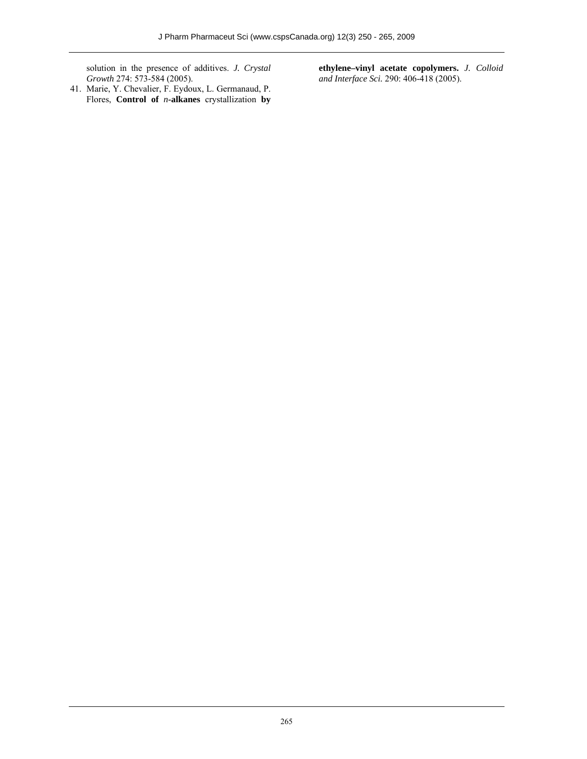solution in the presence of additives. *J. Crystal Growth* 274: 573-584 (2005).

41. Marie, Y. Chevalier, F. Eydoux, L. Germanaud, P. Flores, **Control of *n*-alkanes** crystallization **by ethylene–vinyl acetate copolymers.** *J. Colloid and Interface Sci.* 290: 406-418 (2005).